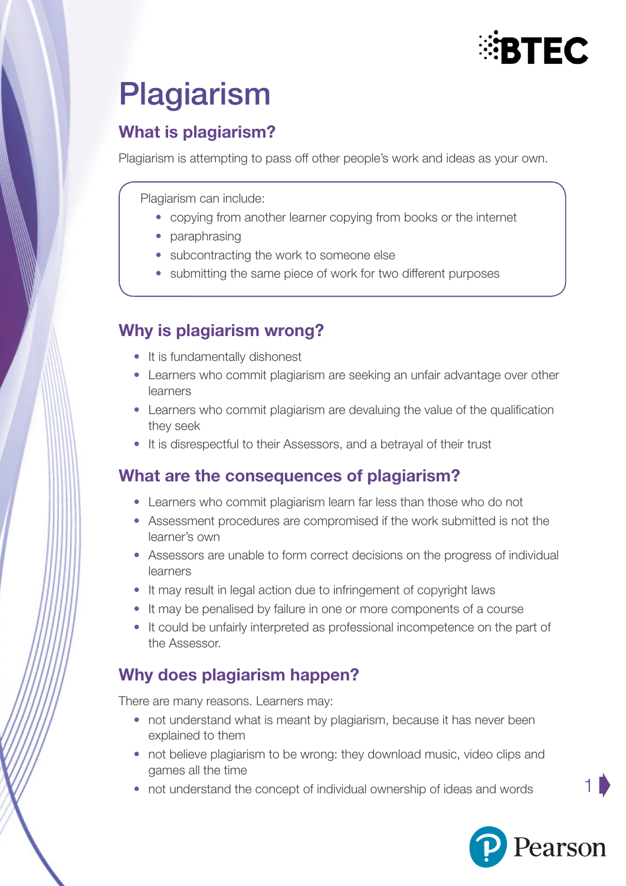# Plagiarism

## What is plagiarism?

Plagiarism is attempting to pass off other people's work and ideas as your own.

Plagiarism can include:

- copying from another learner copying from books or the internet
- paraphrasing
- subcontracting the work to someone else
- submitting the same piece of work for two different purposes

## Why is plagiarism wrong?

- It is fundamentally dishonest
- Learners who commit plagiarism are seeking an unfair advantage over other learners
- Learners who commit plagiarism are devaluing the value of the qualification they seek
- It is disrespectful to their Assessors, and a betrayal of their trust

## What are the consequences of plagiarism?

- Learners who commit plagiarism learn far less than those who do not
- Assessment procedures are compromised if the work submitted is not the learner's own
- Assessors are unable to form correct decisions on the progress of individual learners
- It may result in legal action due to infringement of copyright laws
- It may be penalised by failure in one or more components of a course
- It could be unfairly interpreted as professional incompetence on the part of the Assessor.

## Why does plagiarism happen?

There are many reasons. Learners may:

- not understand what is meant by plagiarism, because it has never been explained to them
- not believe plagiarism to be wrong: they download music, video clips and games all the time
- not understand the concept of individual ownership of ideas and words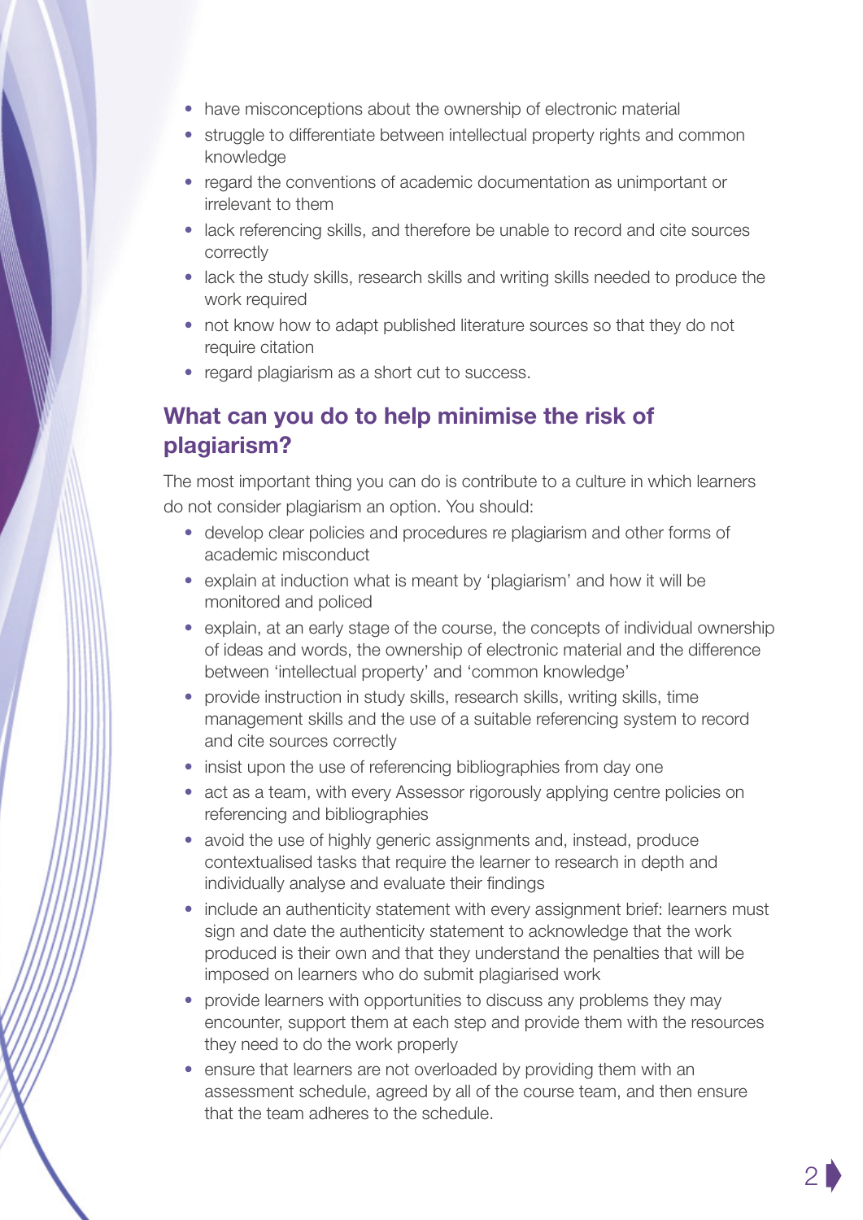- have misconceptions about the ownership of electronic material
- struggle to differentiate between intellectual property rights and common knowledge
- regard the conventions of academic documentation as unimportant or irrelevant to them
- lack referencing skills, and therefore be unable to record and cite sources correctly
- lack the study skills, research skills and writing skills needed to produce the work required
- not know how to adapt published literature sources so that they do not require citation
- regard plagiarism as a short cut to success.

## What can you do to help minimise the risk of plagiarism?

The most important thing you can do is contribute to a culture in which learners do not consider plagiarism an option. You should:

- develop clear policies and procedures re plagiarism and other forms of academic misconduct
- explain at induction what is meant by 'plagiarism' and how it will be monitored and policed
- explain, at an early stage of the course, the concepts of individual ownership of ideas and words, the ownership of electronic material and the difference between 'intellectual property' and 'common knowledge'
- provide instruction in study skills, research skills, writing skills, time management skills and the use of a suitable referencing system to record and cite sources correctly
- insist upon the use of referencing bibliographies from day one
- act as a team, with every Assessor rigorously applying centre policies on referencing and bibliographies
- avoid the use of highly generic assignments and, instead, produce contextualised tasks that require the learner to research in depth and individually analyse and evaluate their findings
- include an authenticity statement with every assignment brief: learners must sign and date the authenticity statement to acknowledge that the work produced is their own and that they understand the penalties that will be imposed on learners who do submit plagiarised work
- provide learners with opportunities to discuss any problems they may encounter, support them at each step and provide them with the resources they need to do the work properly
- ensure that learners are not overloaded by providing them with an assessment schedule, agreed by all of the course team, and then ensure that the team adheres to the schedule.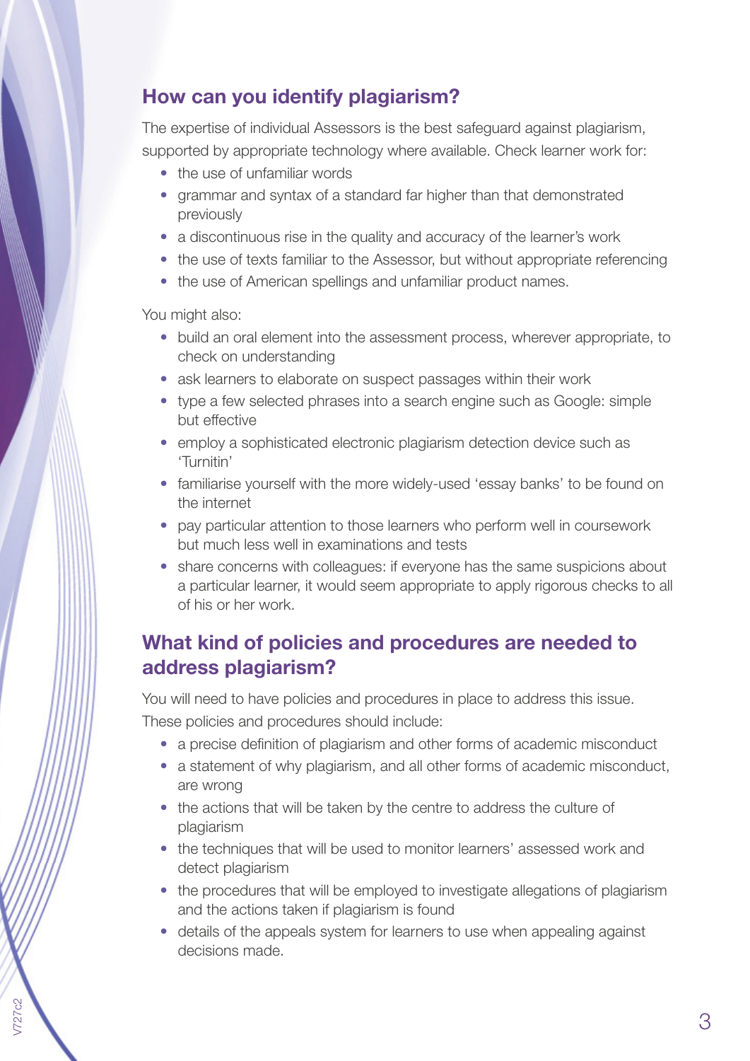## How can you identify plagiarism?

The expertise of individual Assessors is the best safeguard against plagiarism, supported by appropriate technology where available. Check learner work for:

- the use of unfamiliar words
- grammar and syntax of a standard far higher than that demonstrated previously
- a discontinuous rise in the quality and accuracy of the learner's work
- the use of texts familiar to the Assessor, but without appropriate referencing
- the use of American spellings and unfamiliar product names.

You might also:

- build an oral element into the assessment process, wherever appropriate, to check on understanding
- ask learners to elaborate on suspect passages within their work
- type a few selected phrases into a search engine such as Google: simple but effective
- employ a sophisticated electronic plagiarism detection device such as 'Turnitin'
- familiarise yourself with the more widely-used 'essay banks' to be found on the internet
- pay particular attention to those learners who perform well in coursework but much less well in examinations and tests
- share concerns with colleagues: if everyone has the same suspicions about a particular learner, it would seem appropriate to apply rigorous checks to all of his or her work.

## What kind of policies and procedures are needed to address plagiarism?

You will need to have policies and procedures in place to address this issue. These policies and procedures should include:

- a precise definition of plagiarism and other forms of academic misconduct
- a statement of why plagiarism, and all other forms of academic misconduct, are wrong
- the actions that will be taken by the centre to address the culture of plagiarism
- the techniques that will be used to monitor learners' assessed work and detect plagiarism
- the procedures that will be employed to investigate allegations of plagiarism and the actions taken if plagiarism is found
- details of the appeals system for learners to use when appealing against decisions made.